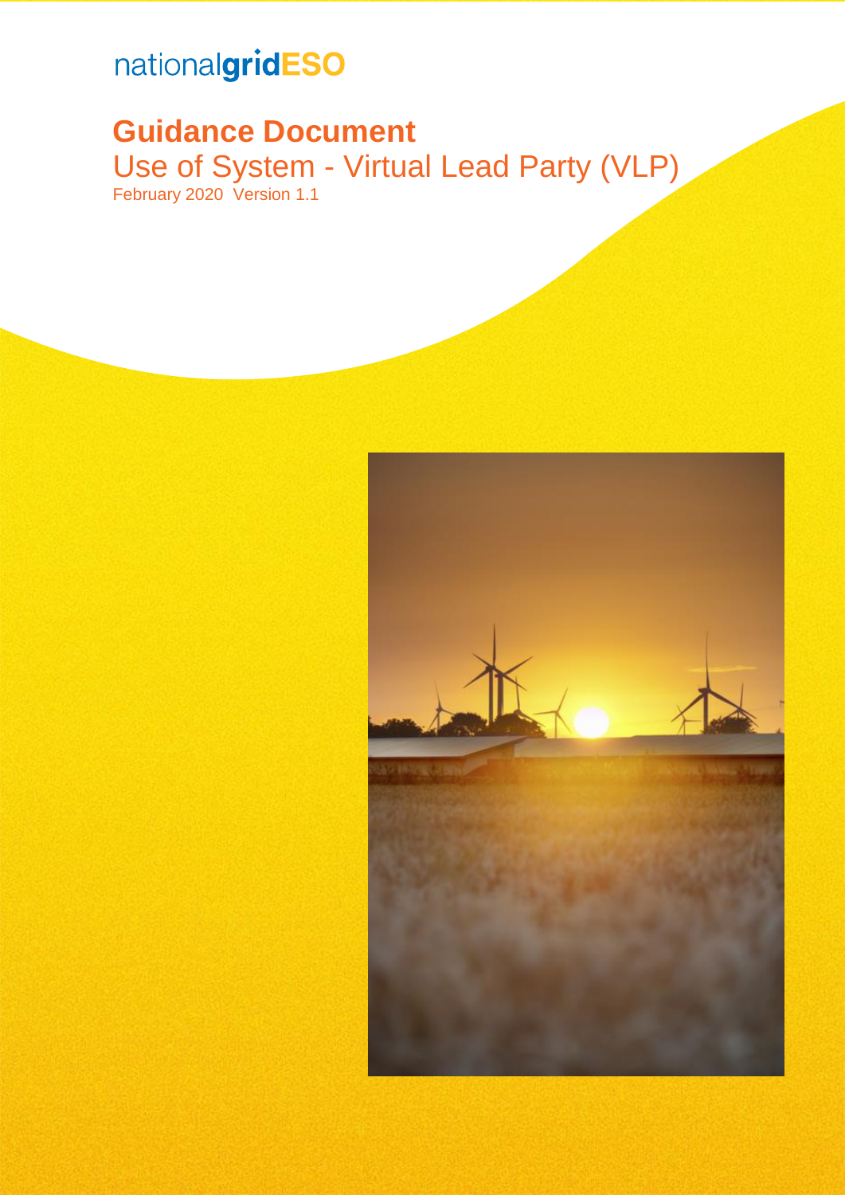nationalgridESO

# Guidance Document

## Use of System - Virtual Lead Party (VLP)

February 2020 Version 1.1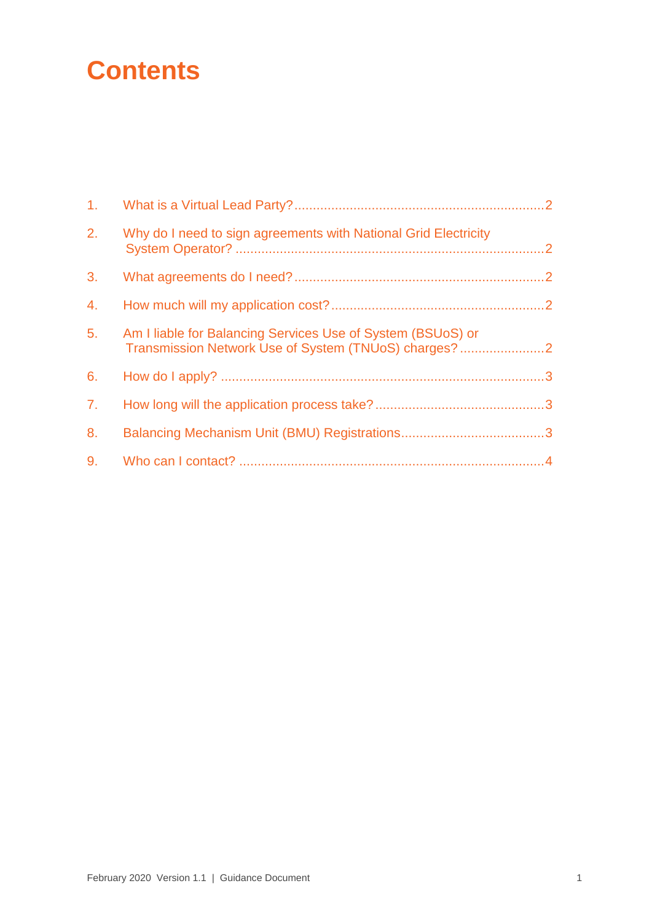# Contents

1. What is a Virtual Lead Party? .......... 2
2. Why do I need to sign agreements with National Grid Electricity System Operator? .......... 2
3. What agreements do I need? .......... 2
4. How much will my application cost? .......... 2
5. Am I liable for Balancing Services Use of System (BSUoS) or Transmission Network Use of System (TNUoS) charges? .......... 2
6. How do I apply? .......... 3
7. How long will the application process take? .......... 3
8. Balancing Mechanism Unit (BMU) Registrations .......... 3
9. Who can I contact? .......... 4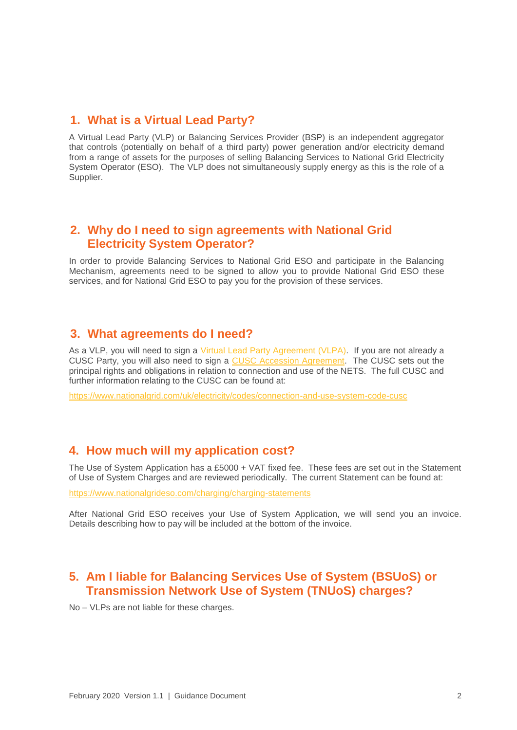## 1. What is a Virtual Lead Party?

A Virtual Lead Party (VLP) or Balancing Services Provider (BSP) is an independent aggregator that controls (potentially on behalf of a third party) power generation and/or electricity demand from a range of assets for the purposes of selling Balancing Services to National Grid Electricity System Operator (ESO). The VLP does not simultaneously supply energy as this is the role of a Supplier.

## 2. Why do I need to sign agreements with National Grid Electricity System Operator?

In order to provide Balancing Services to National Grid ESO and participate in the Balancing Mechanism, agreements need to be signed to allow you to provide National Grid ESO these services, and for National Grid ESO to pay you for the provision of these services.

## 3. What agreements do I need?

As a VLP, you will need to sign a Virtual Lead Party Agreement (VLPA). If you are not already a CUSC Party, you will also need to sign a CUSC Accession Agreement. The CUSC sets out the principal rights and obligations in relation to connection and use of the NETS. The full CUSC and further information relating to the CUSC can be found at:

https://www.nationalgrid.com/uk/electricity/codes/connection-and-use-system-code-cusc

## 4. How much will my application cost?

The Use of System Application has a £5000 + VAT fixed fee. These fees are set out in the Statement of Use of System Charges and are reviewed periodically. The current Statement can be found at:

https://www.nationalgrideso.com/charging/charging-statements

After National Grid ESO receives your Use of System Application, we will send you an invoice. Details describing how to pay will be included at the bottom of the invoice.

## 5. Am I liable for Balancing Services Use of System (BSUoS) or Transmission Network Use of System (TNUoS) charges?

No – VLPs are not liable for these charges.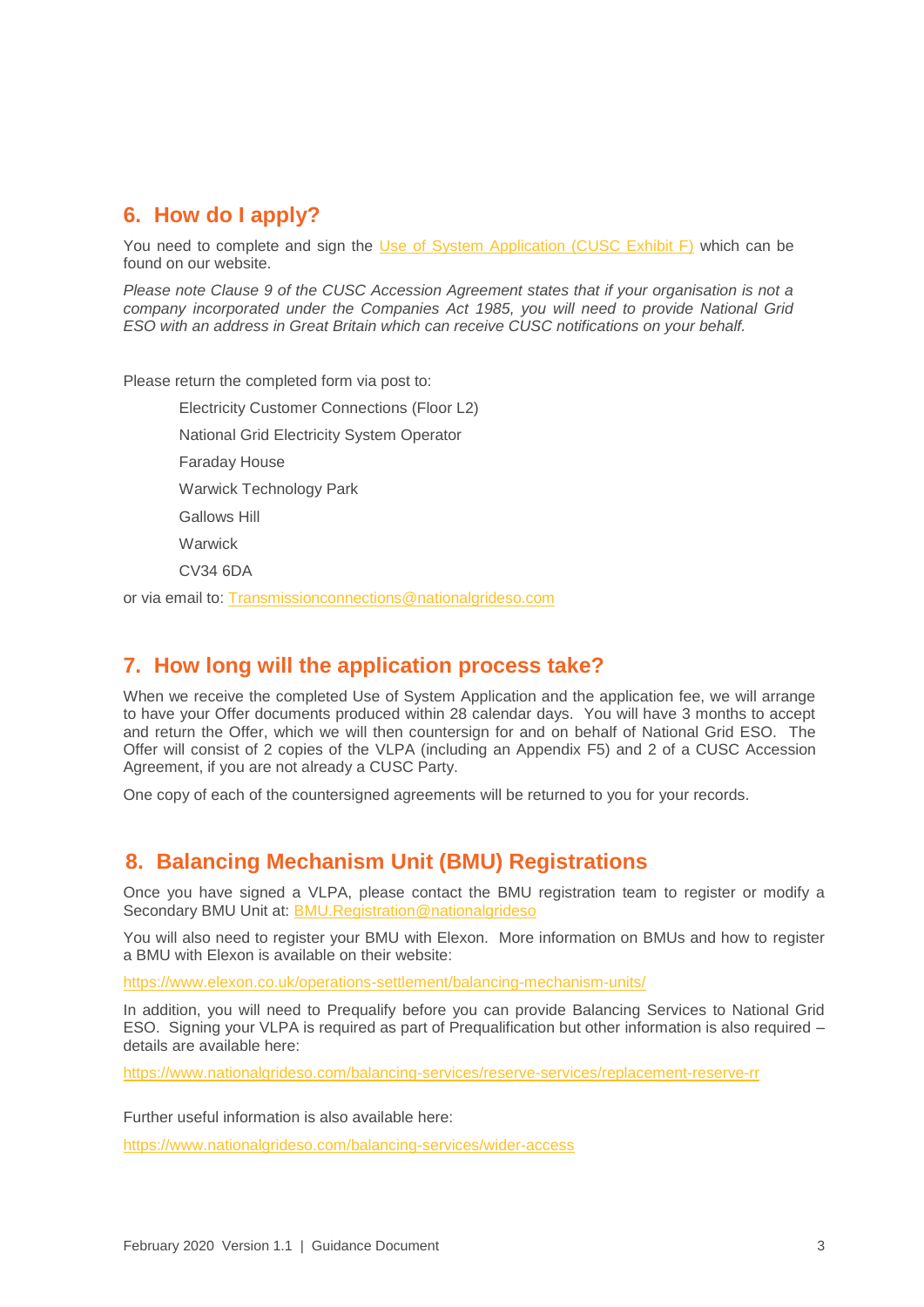## 6. How do I apply?

You need to complete and sign the Use of System Application (CUSC Exhibit F) which can be found on our website.

*Please note Clause 9 of the CUSC Accession Agreement states that if your organisation is not a company incorporated under the Companies Act 1985, you will need to provide National Grid ESO with an address in Great Britain which can receive CUSC notifications on your behalf.*

Please return the completed form via post to:

Electricity Customer Connections (Floor L2)
National Grid Electricity System Operator
Faraday House
Warwick Technology Park
Gallows Hill
Warwick
CV34 6DA

or via email to: Transmissionconnections@nationalgrideso.com

## 7. How long will the application process take?

When we receive the completed Use of System Application and the application fee, we will arrange to have your Offer documents produced within 28 calendar days. You will have 3 months to accept and return the Offer, which we will then countersign for and on behalf of National Grid ESO. The Offer will consist of 2 copies of the VLPA (including an Appendix F5) and 2 of a CUSC Accession Agreement, if you are not already a CUSC Party.

One copy of each of the countersigned agreements will be returned to you for your records.

## 8. Balancing Mechanism Unit (BMU) Registrations

Once you have signed a VLPA, please contact the BMU registration team to register or modify a Secondary BMU Unit at: BMU.Registration@nationalgrideso

You will also need to register your BMU with Elexon. More information on BMUs and how to register a BMU with Elexon is available on their website:

https://www.elexon.co.uk/operations-settlement/balancing-mechanism-units/

In addition, you will need to Prequalify before you can provide Balancing Services to National Grid ESO. Signing your VLPA is required as part of Prequalification but other information is also required – details are available here:

https://www.nationalgrideso.com/balancing-services/reserve-services/replacement-reserve-rr

Further useful information is also available here:

https://www.nationalgrideso.com/balancing-services/wider-access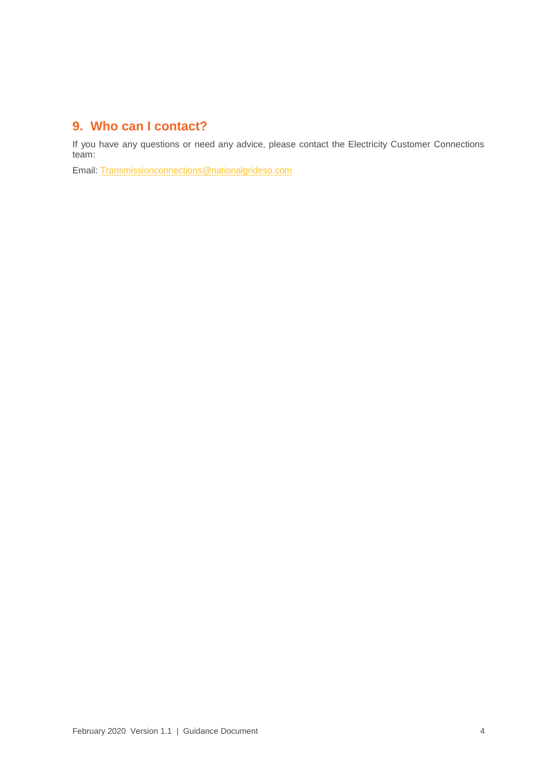## 9. Who can I contact?

If you have any questions or need any advice, please contact the Electricity Customer Connections team:

Email: [Transmissionconnections@nationalgrideso.com](mailto:Transmissionconnections@nationalgrideso.com)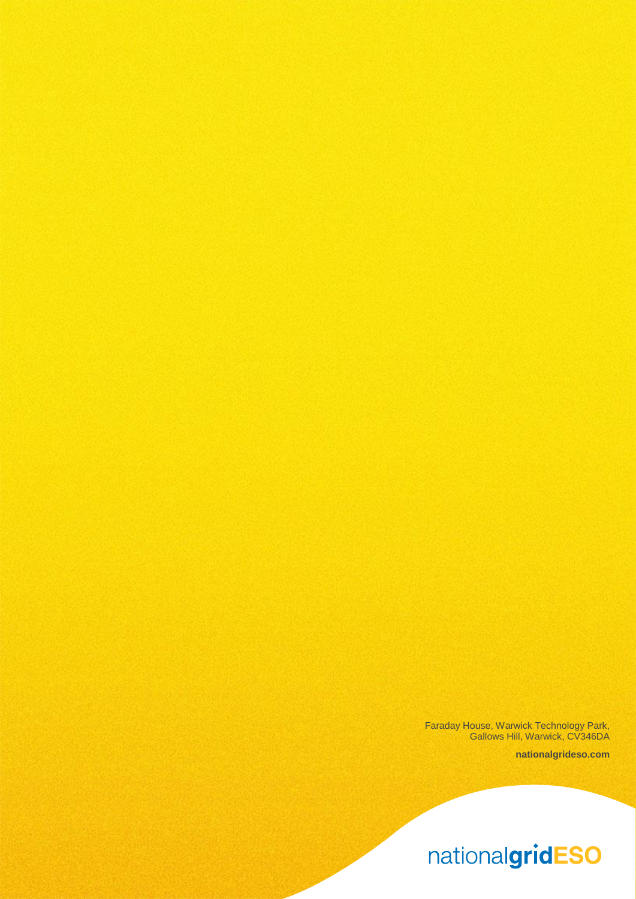Faraday House, Warwick Technology Park,
Gallows Hill, Warwick, CV346DA

**nationalgrideso.com**

national**grid**ESO